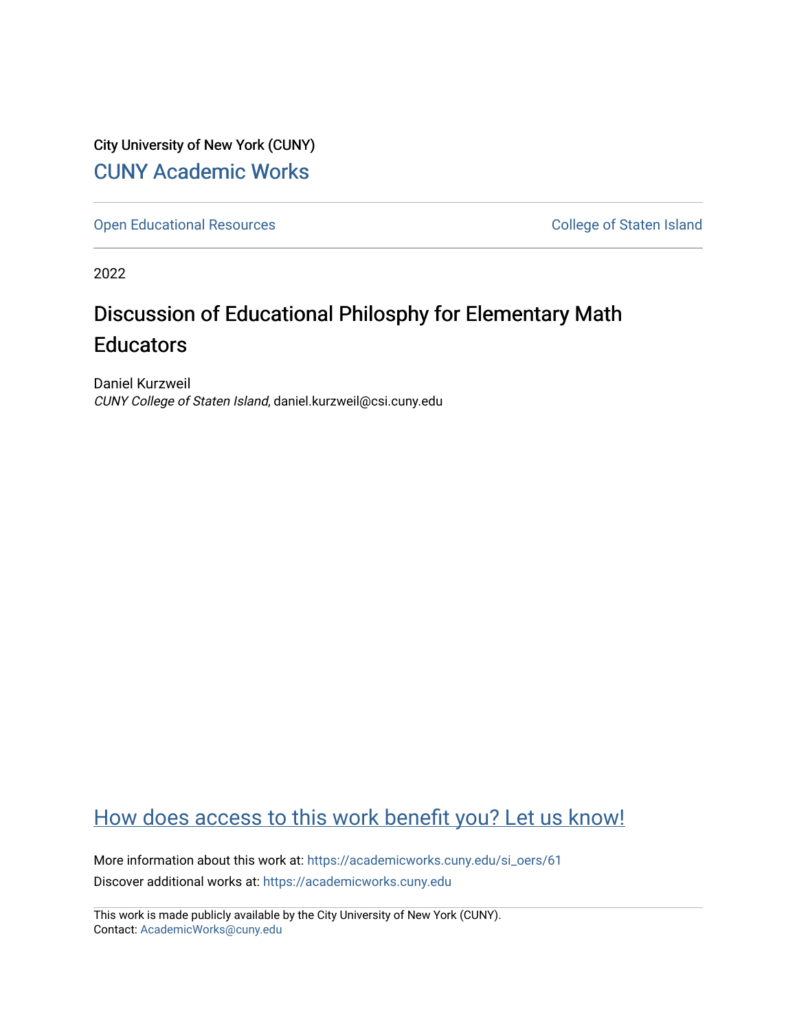City University of New York (CUNY)

CUNY Academic Works

Open Educational Resources

College of Staten Island

2022

# Discussion of Educational Philosphy for Elementary Math Educators

Daniel Kurzweil

*CUNY College of Staten Island*, daniel.kurzweil@csi.cuny.edu

How does access to this work benefit you? Let us know!

More information about this work at: https://academicworks.cuny.edu/si_oers/61

Discover additional works at: https://academicworks.cuny.edu

This work is made publicly available by the City University of New York (CUNY).
Contact: AcademicWorks@cuny.edu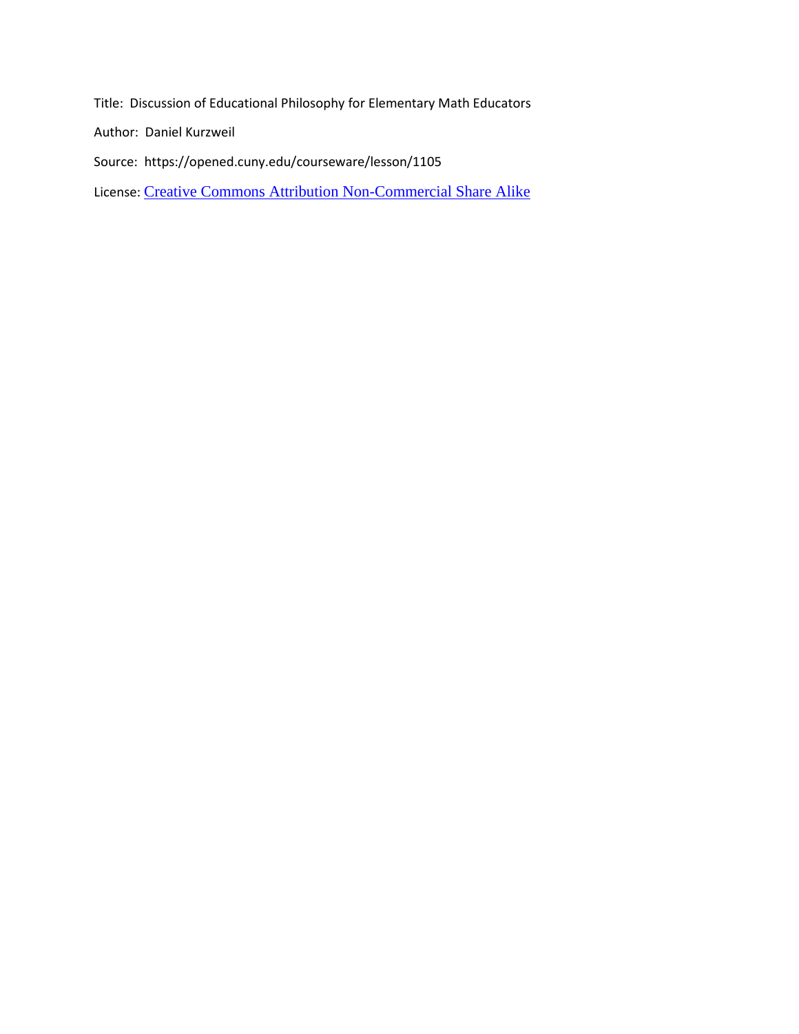Title: Discussion of Educational Philosophy for Elementary Math Educators

Author: Daniel Kurzweil

Source: https://opened.cuny.edu/courseware/lesson/1105

License: [Creative Commons Attribution Non-Commercial Share Alike]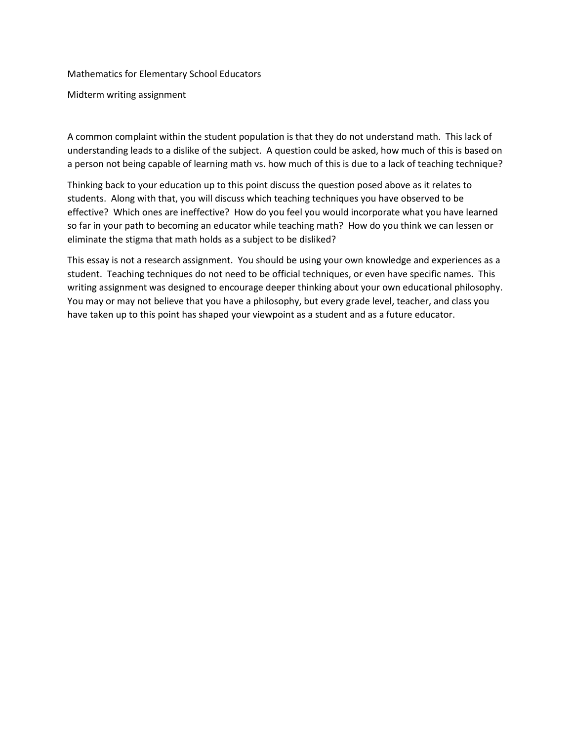Mathematics for Elementary School Educators

Midterm writing assignment

A common complaint within the student population is that they do not understand math. This lack of understanding leads to a dislike of the subject. A question could be asked, how much of this is based on a person not being capable of learning math vs. how much of this is due to a lack of teaching technique?

Thinking back to your education up to this point discuss the question posed above as it relates to students. Along with that, you will discuss which teaching techniques you have observed to be effective? Which ones are ineffective? How do you feel you would incorporate what you have learned so far in your path to becoming an educator while teaching math? How do you think we can lessen or eliminate the stigma that math holds as a subject to be disliked?

This essay is not a research assignment. You should be using your own knowledge and experiences as a student. Teaching techniques do not need to be official techniques, or even have specific names. This writing assignment was designed to encourage deeper thinking about your own educational philosophy. You may or may not believe that you have a philosophy, but every grade level, teacher, and class you have taken up to this point has shaped your viewpoint as a student and as a future educator.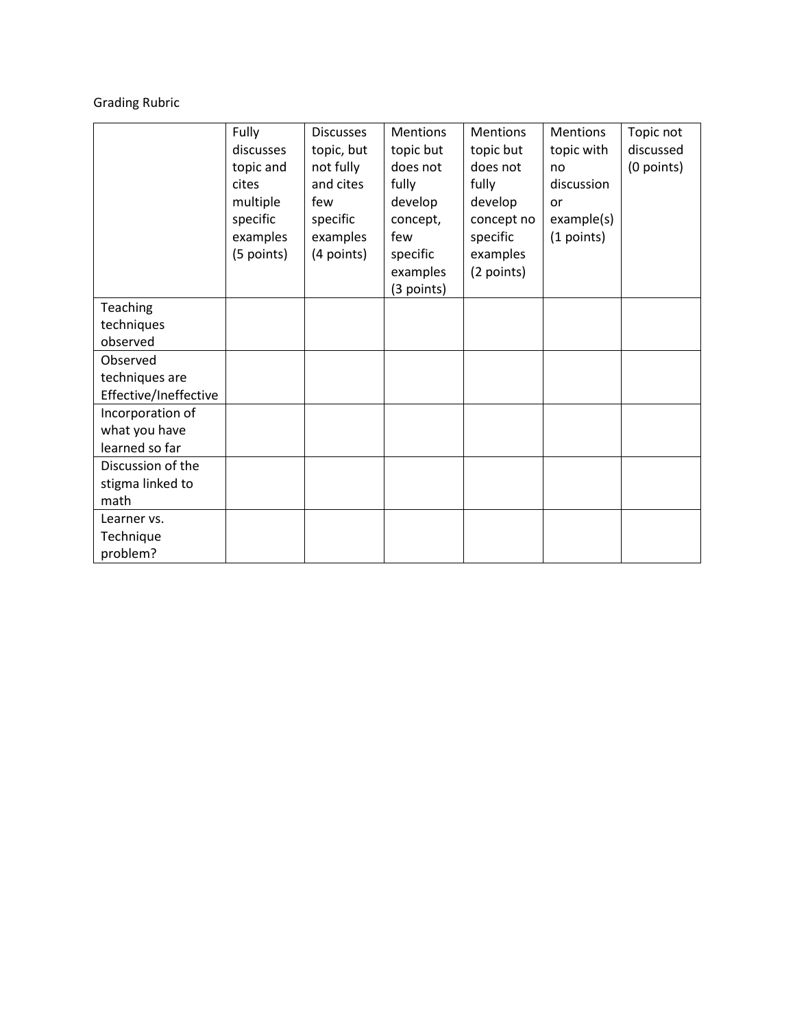Grading Rubric

| | Fully discusses topic and cites multiple specific examples (5 points) | Discusses topic, but not fully and cites few specific examples (4 points) | Mentions topic but does not fully develop concept, few specific examples (3 points) | Mentions topic but does not fully develop concept no specific examples (2 points) | Mentions topic with no discussion or example(s) (1 points) | Topic not discussed (0 points) |
|---|---|---|---|---|---|---|
| Teaching techniques observed | | | | | | |
| Observed techniques are Effective/Ineffective | | | | | | |
| Incorporation of what you have learned so far | | | | | | |
| Discussion of the stigma linked to math | | | | | | |
| Learner vs. Technique problem? | | | | | | |